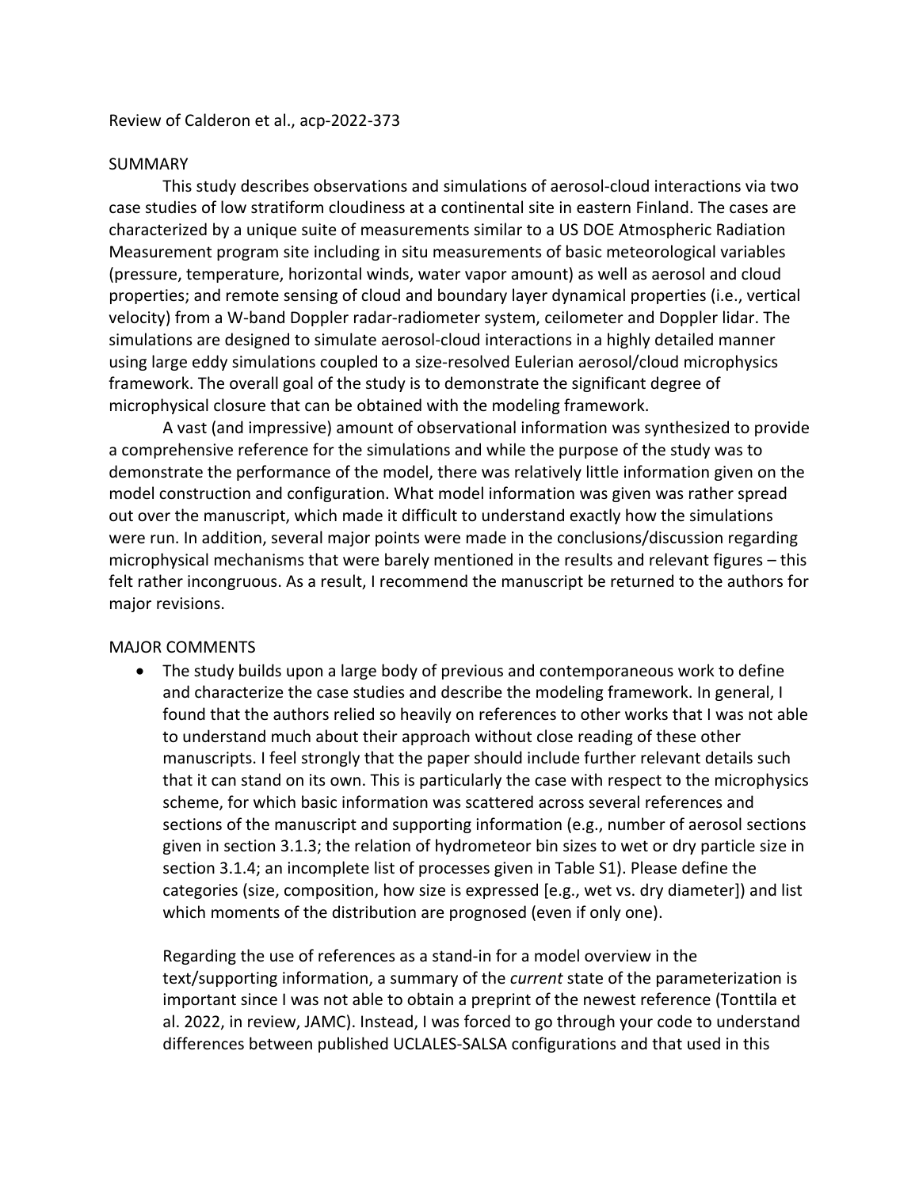Review of Calderon et al., acp-2022-373

## SUMMARY

This study describes observations and simulations of aerosol-cloud interactions via two case studies of low stratiform cloudiness at a continental site in eastern Finland. The cases are characterized by a unique suite of measurements similar to a US DOE Atmospheric Radiation Measurement program site including in situ measurements of basic meteorological variables (pressure, temperature, horizontal winds, water vapor amount) as well as aerosol and cloud properties; and remote sensing of cloud and boundary layer dynamical properties (i.e., vertical velocity) from a W-band Doppler radar-radiometer system, ceilometer and Doppler lidar. The simulations are designed to simulate aerosol-cloud interactions in a highly detailed manner using large eddy simulations coupled to a size-resolved Eulerian aerosol/cloud microphysics framework. The overall goal of the study is to demonstrate the significant degree of microphysical closure that can be obtained with the modeling framework.

A vast (and impressive) amount of observational information was synthesized to provide a comprehensive reference for the simulations and while the purpose of the study was to demonstrate the performance of the model, there was relatively little information given on the model construction and configuration. What model information was given was rather spread out over the manuscript, which made it difficult to understand exactly how the simulations were run. In addition, several major points were made in the conclusions/discussion regarding microphysical mechanisms that were barely mentioned in the results and relevant figures – this felt rather incongruous. As a result, I recommend the manuscript be returned to the authors for major revisions.

## MAJOR COMMENTS

- The study builds upon a large body of previous and contemporaneous work to define and characterize the case studies and describe the modeling framework. In general, I found that the authors relied so heavily on references to other works that I was not able to understand much about their approach without close reading of these other manuscripts. I feel strongly that the paper should include further relevant details such that it can stand on its own. This is particularly the case with respect to the microphysics scheme, for which basic information was scattered across several references and sections of the manuscript and supporting information (e.g., number of aerosol sections given in section 3.1.3; the relation of hydrometeor bin sizes to wet or dry particle size in section 3.1.4; an incomplete list of processes given in Table S1). Please define the categories (size, composition, how size is expressed [e.g., wet vs. dry diameter]) and list which moments of the distribution are prognosed (even if only one).

  Regarding the use of references as a stand-in for a model overview in the text/supporting information, a summary of the *current* state of the parameterization is important since I was not able to obtain a preprint of the newest reference (Tonttila et al. 2022, in review, JAMC). Instead, I was forced to go through your code to understand differences between published UCLALES-SALSA configurations and that used in this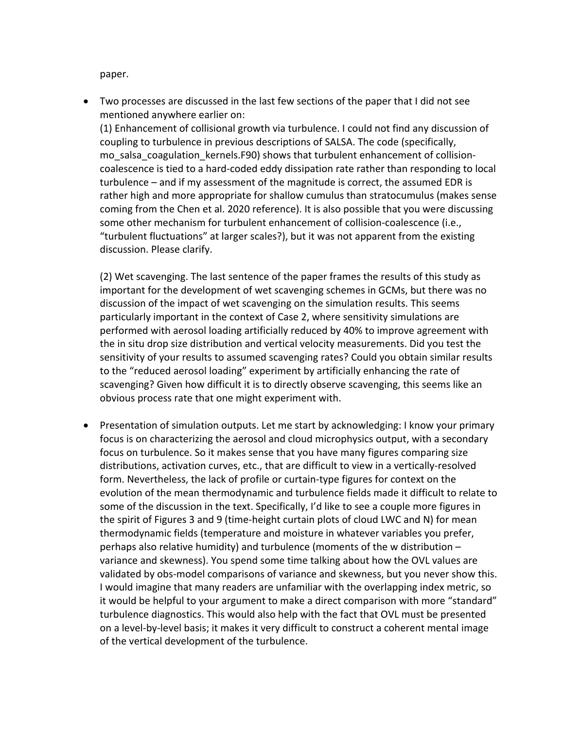paper.

- Two processes are discussed in the last few sections of the paper that I did not see mentioned anywhere earlier on:

  (1) Enhancement of collisional growth via turbulence. I could not find any discussion of coupling to turbulence in previous descriptions of SALSA. The code (specifically, mo_salsa_coagulation_kernels.F90) shows that turbulent enhancement of collision-coalescence is tied to a hard-coded eddy dissipation rate rather than responding to local turbulence – and if my assessment of the magnitude is correct, the assumed EDR is rather high and more appropriate for shallow cumulus than stratocumulus (makes sense coming from the Chen et al. 2020 reference). It is also possible that you were discussing some other mechanism for turbulent enhancement of collision-coalescence (i.e., "turbulent fluctuations" at larger scales?), but it was not apparent from the existing discussion. Please clarify.

  (2) Wet scavenging. The last sentence of the paper frames the results of this study as important for the development of wet scavenging schemes in GCMs, but there was no discussion of the impact of wet scavenging on the simulation results. This seems particularly important in the context of Case 2, where sensitivity simulations are performed with aerosol loading artificially reduced by 40% to improve agreement with the in situ drop size distribution and vertical velocity measurements. Did you test the sensitivity of your results to assumed scavenging rates? Could you obtain similar results to the "reduced aerosol loading" experiment by artificially enhancing the rate of scavenging? Given how difficult it is to directly observe scavenging, this seems like an obvious process rate that one might experiment with.

- Presentation of simulation outputs. Let me start by acknowledging: I know your primary focus is on characterizing the aerosol and cloud microphysics output, with a secondary focus on turbulence. So it makes sense that you have many figures comparing size distributions, activation curves, etc., that are difficult to view in a vertically-resolved form. Nevertheless, the lack of profile or curtain-type figures for context on the evolution of the mean thermodynamic and turbulence fields made it difficult to relate to some of the discussion in the text. Specifically, I'd like to see a couple more figures in the spirit of Figures 3 and 9 (time-height curtain plots of cloud LWC and N) for mean thermodynamic fields (temperature and moisture in whatever variables you prefer, perhaps also relative humidity) and turbulence (moments of the w distribution – variance and skewness). You spend some time talking about how the OVL values are validated by obs-model comparisons of variance and skewness, but you never show this. I would imagine that many readers are unfamiliar with the overlapping index metric, so it would be helpful to your argument to make a direct comparison with more "standard" turbulence diagnostics. This would also help with the fact that OVL must be presented on a level-by-level basis; it makes it very difficult to construct a coherent mental image of the vertical development of the turbulence.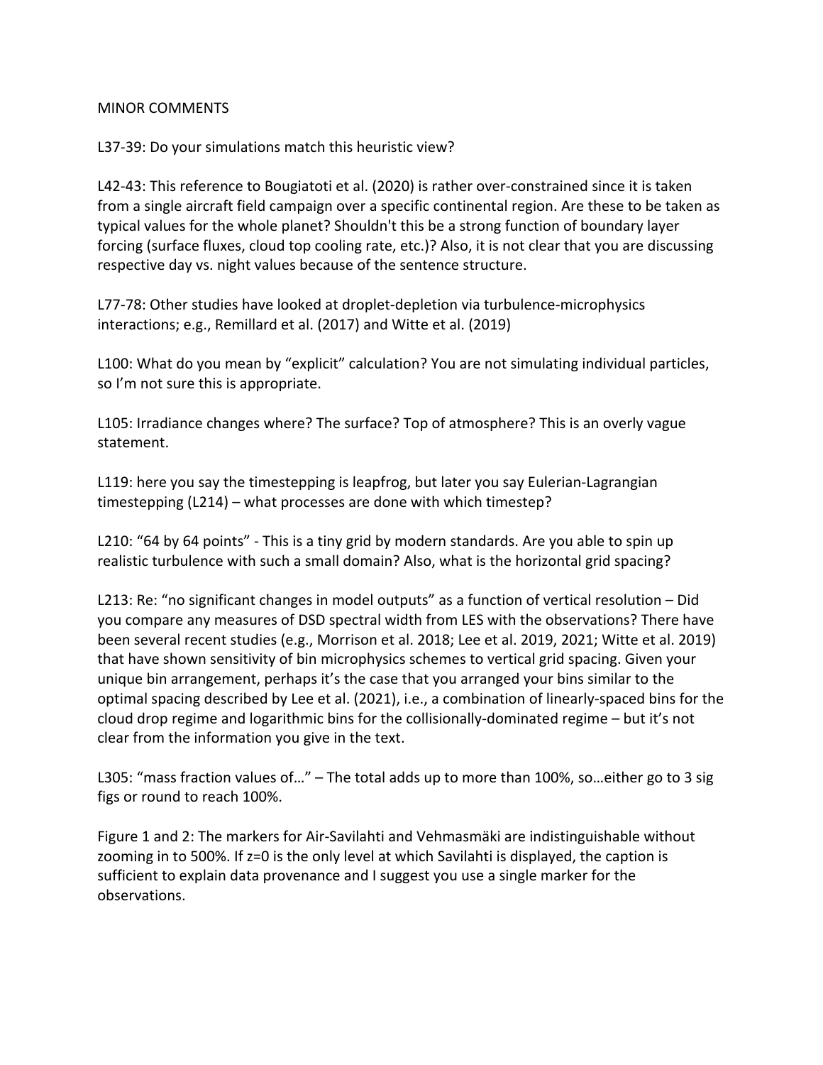MINOR COMMENTS

L37-39: Do your simulations match this heuristic view?

L42-43: This reference to Bougiatoti et al. (2020) is rather over-constrained since it is taken from a single aircraft field campaign over a specific continental region. Are these to be taken as typical values for the whole planet? Shouldn't this be a strong function of boundary layer forcing (surface fluxes, cloud top cooling rate, etc.)? Also, it is not clear that you are discussing respective day vs. night values because of the sentence structure.

L77-78: Other studies have looked at droplet-depletion via turbulence-microphysics interactions; e.g., Remillard et al. (2017) and Witte et al. (2019)

L100: What do you mean by "explicit" calculation? You are not simulating individual particles, so I'm not sure this is appropriate.

L105: Irradiance changes where? The surface? Top of atmosphere? This is an overly vague statement.

L119: here you say the timestepping is leapfrog, but later you say Eulerian-Lagrangian timestepping (L214) – what processes are done with which timestep?

L210: "64 by 64 points" - This is a tiny grid by modern standards. Are you able to spin up realistic turbulence with such a small domain? Also, what is the horizontal grid spacing?

L213: Re: "no significant changes in model outputs" as a function of vertical resolution – Did you compare any measures of DSD spectral width from LES with the observations? There have been several recent studies (e.g., Morrison et al. 2018; Lee et al. 2019, 2021; Witte et al. 2019) that have shown sensitivity of bin microphysics schemes to vertical grid spacing. Given your unique bin arrangement, perhaps it's the case that you arranged your bins similar to the optimal spacing described by Lee et al. (2021), i.e., a combination of linearly-spaced bins for the cloud drop regime and logarithmic bins for the collisionally-dominated regime – but it's not clear from the information you give in the text.

L305: "mass fraction values of…" – The total adds up to more than 100%, so…either go to 3 sig figs or round to reach 100%.

Figure 1 and 2: The markers for Air-Savilahti and Vehmasmäki are indistinguishable without zooming in to 500%. If z=0 is the only level at which Savilahti is displayed, the caption is sufficient to explain data provenance and I suggest you use a single marker for the observations.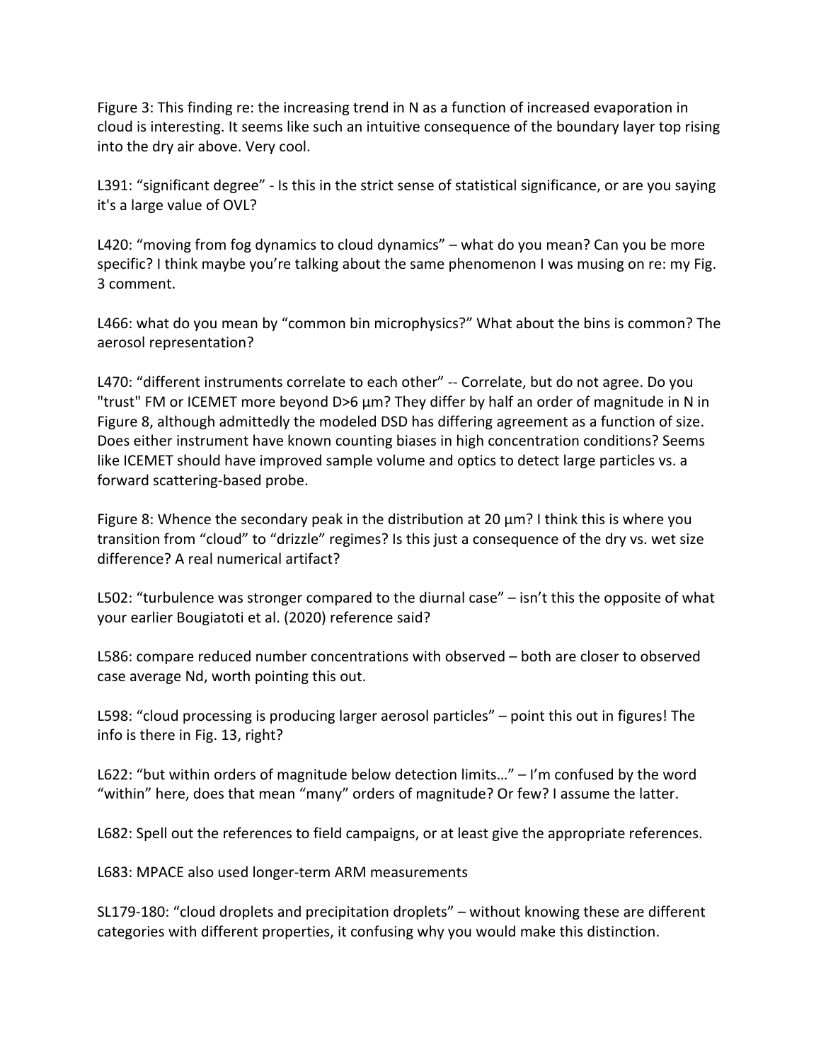Figure 3: This finding re: the increasing trend in N as a function of increased evaporation in cloud is interesting. It seems like such an intuitive consequence of the boundary layer top rising into the dry air above. Very cool.

L391: “significant degree” - Is this in the strict sense of statistical significance, or are you saying it's a large value of OVL?

L420: “moving from fog dynamics to cloud dynamics” – what do you mean? Can you be more specific? I think maybe you’re talking about the same phenomenon I was musing on re: my Fig. 3 comment.

L466: what do you mean by “common bin microphysics?” What about the bins is common? The aerosol representation?

L470: “different instruments correlate to each other” -- Correlate, but do not agree. Do you "trust" FM or ICEMET more beyond D>6 μm? They differ by half an order of magnitude in N in Figure 8, although admittedly the modeled DSD has differing agreement as a function of size. Does either instrument have known counting biases in high concentration conditions? Seems like ICEMET should have improved sample volume and optics to detect large particles vs. a forward scattering-based probe.

Figure 8: Whence the secondary peak in the distribution at 20 μm? I think this is where you transition from “cloud” to “drizzle” regimes? Is this just a consequence of the dry vs. wet size difference? A real numerical artifact?

L502: “turbulence was stronger compared to the diurnal case” – isn’t this the opposite of what your earlier Bougiatoti et al. (2020) reference said?

L586: compare reduced number concentrations with observed – both are closer to observed case average Nd, worth pointing this out.

L598: “cloud processing is producing larger aerosol particles” – point this out in figures! The info is there in Fig. 13, right?

L622: “but within orders of magnitude below detection limits…” – I’m confused by the word “within” here, does that mean “many” orders of magnitude? Or few? I assume the latter.

L682: Spell out the references to field campaigns, or at least give the appropriate references.

L683: MPACE also used longer-term ARM measurements

SL179-180: “cloud droplets and precipitation droplets” – without knowing these are different categories with different properties, it confusing why you would make this distinction.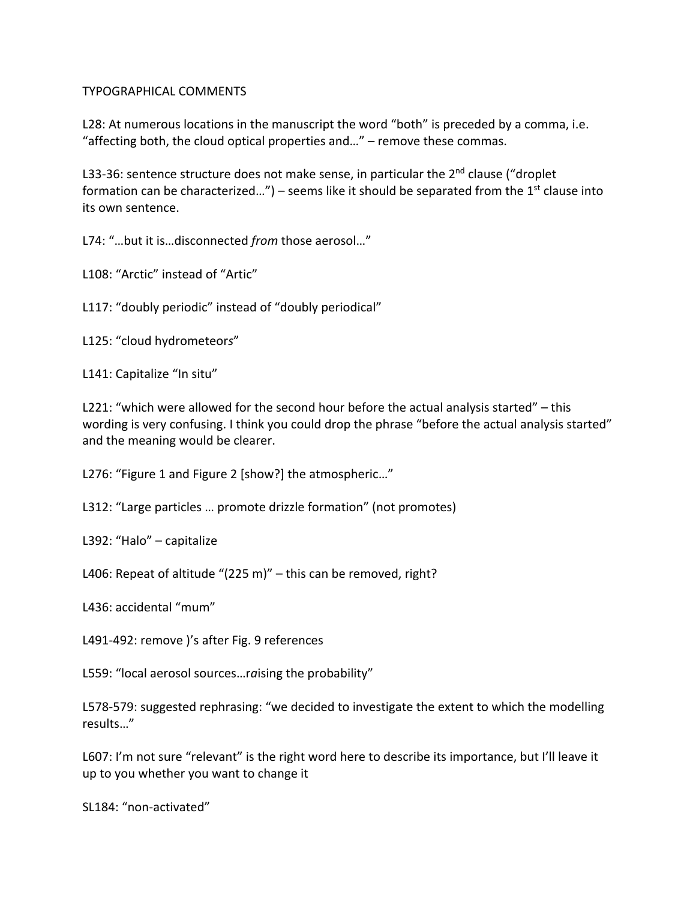TYPOGRAPHICAL COMMENTS

L28: At numerous locations in the manuscript the word "both" is preceded by a comma, i.e. "affecting both, the cloud optical properties and…" – remove these commas.

L33-36: sentence structure does not make sense, in particular the 2nd clause ("droplet formation can be characterized…") – seems like it should be separated from the 1st clause into its own sentence.

L74: "…but it is…disconnected *from* those aerosol…"

L108: "Arctic" instead of "Artic"

L117: "doubly periodic" instead of "doubly periodical"

L125: "cloud hydrometeor*s*"

L141: Capitalize "In situ"

L221: "which were allowed for the second hour before the actual analysis started" – this wording is very confusing. I think you could drop the phrase "before the actual analysis started" and the meaning would be clearer.

L276: "Figure 1 and Figure 2 [show?] the atmospheric…"

L312: "Large particles … promote drizzle formation" (not promotes)

L392: "Halo" – capitalize

L406: Repeat of altitude "(225 m)" – this can be removed, right?

L436: accidental "mum"

L491-492: remove )'s after Fig. 9 references

L559: "local aerosol sources…r*a*ising the probability"

L578-579: suggested rephrasing: "we decided to investigate the extent to which the modelling results…"

L607: I'm not sure "relevant" is the right word here to describe its importance, but I'll leave it up to you whether you want to change it

SL184: "non-activated"